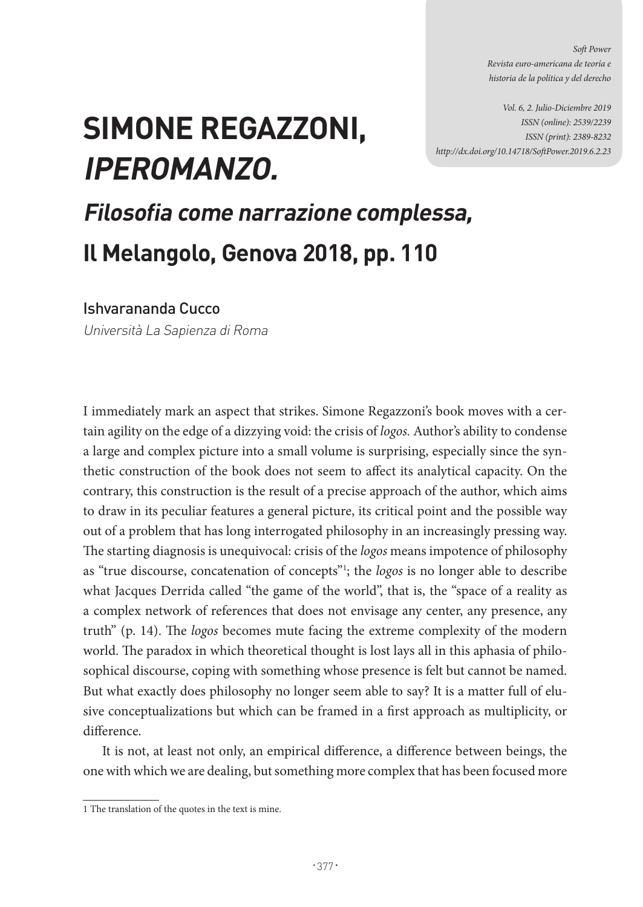# SIMONE REGAZZONI, *IPEROMANZO.*

## *Filosofia come narrazione complessa,* Il Melangolo, Genova 2018, pp. 110

Ishvarananda Cucco

*Università La Sapienza di Roma*

I immediately mark an aspect that strikes. Simone Regazzoni's book moves with a certain agility on the edge of a dizzying void: the crisis of *logos.* Author's ability to condense a large and complex picture into a small volume is surprising, especially since the synthetic construction of the book does not seem to affect its analytical capacity. On the contrary, this construction is the result of a precise approach of the author, which aims to draw in its peculiar features a general picture, its critical point and the possible way out of a problem that has long interrogated philosophy in an increasingly pressing way. The starting diagnosis is unequivocal: crisis of the *logos* means impotence of philosophy as "true discourse, concatenation of concepts"[1]; the *logos* is no longer able to describe what Jacques Derrida called "the game of the world", that is, the "space of a reality as a complex network of references that does not envisage any center, any presence, any truth" (p. 14). The *logos* becomes mute facing the extreme complexity of the modern world. The paradox in which theoretical thought is lost lays all in this aphasia of philosophical discourse, coping with something whose presence is felt but cannot be named. But what exactly does philosophy no longer seem able to say? It is a matter full of elusive conceptualizations but which can be framed in a first approach as multiplicity, or difference.

It is not, at least not only, an empirical difference, a difference between beings, the one with which we are dealing, but something more complex that has been focused more

[1] The translation of the quotes in the text is mine.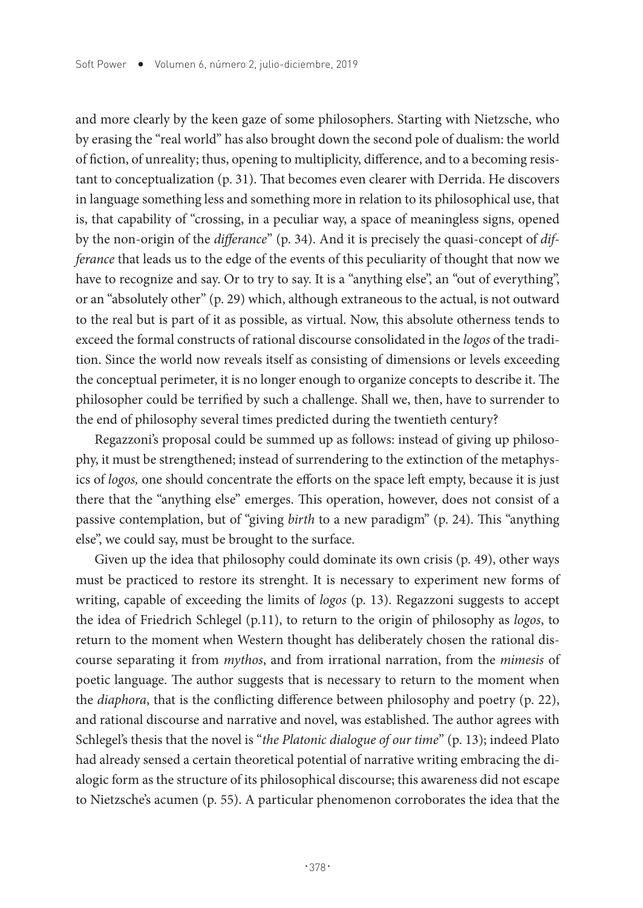and more clearly by the keen gaze of some philosophers. Starting with Nietzsche, who by erasing the "real world" has also brought down the second pole of dualism: the world of fiction, of unreality; thus, opening to multiplicity, difference, and to a becoming resistant to conceptualization (p. 31). That becomes even clearer with Derrida. He discovers in language something less and something more in relation to its philosophical use, that is, that capability of "crossing, in a peculiar way, a space of meaningless signs, opened by the non-origin of the *differance*" (p. 34). And it is precisely the quasi-concept of *differance* that leads us to the edge of the events of this peculiarity of thought that now we have to recognize and say. Or to try to say. It is a "anything else", an "out of everything", or an "absolutely other" (p. 29) which, although extraneous to the actual, is not outward to the real but is part of it as possible, as virtual. Now, this absolute otherness tends to exceed the formal constructs of rational discourse consolidated in the *logos* of the tradition. Since the world now reveals itself as consisting of dimensions or levels exceeding the conceptual perimeter, it is no longer enough to organize concepts to describe it. The philosopher could be terrified by such a challenge. Shall we, then, have to surrender to the end of philosophy several times predicted during the twentieth century?

Regazzoni's proposal could be summed up as follows: instead of giving up philosophy, it must be strengthened; instead of surrendering to the extinction of the metaphysics of *logos,* one should concentrate the efforts on the space left empty, because it is just there that the "anything else" emerges. This operation, however, does not consist of a passive contemplation, but of "giving *birth* to a new paradigm" (p. 24). This "anything else", we could say, must be brought to the surface.

Given up the idea that philosophy could dominate its own crisis (p. 49), other ways must be practiced to restore its strenght. It is necessary to experiment new forms of writing, capable of exceeding the limits of *logos* (p. 13). Regazzoni suggests to accept the idea of Friedrich Schlegel (p.11), to return to the origin of philosophy as *logos*, to return to the moment when Western thought has deliberately chosen the rational discourse separating it from *mythos*, and from irrational narration, from the *mimesis* of poetic language. The author suggests that is necessary to return to the moment when the *diaphora*, that is the conflicting difference between philosophy and poetry (p. 22), and rational discourse and narrative and novel, was established. The author agrees with Schlegel's thesis that the novel is "*the Platonic dialogue of our time*" (p. 13); indeed Plato had already sensed a certain theoretical potential of narrative writing embracing the dialogic form as the structure of its philosophical discourse; this awareness did not escape to Nietzsche's acumen (p. 55). A particular phenomenon corroborates the idea that the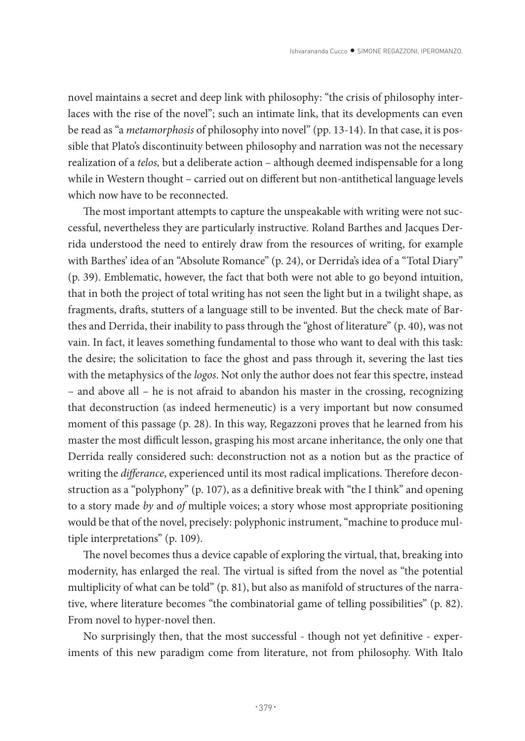novel maintains a secret and deep link with philosophy: "the crisis of philosophy interlaces with the rise of the novel"; such an intimate link, that its developments can even be read as "a *metamorphosis* of philosophy into novel" (pp. 13-14). In that case, it is possible that Plato's discontinuity between philosophy and narration was not the necessary realization of a *telos,* but a deliberate action – although deemed indispensable for a long while in Western thought – carried out on different but non-antithetical language levels which now have to be reconnected.

The most important attempts to capture the unspeakable with writing were not successful, nevertheless they are particularly instructive. Roland Barthes and Jacques Derrida understood the need to entirely draw from the resources of writing, for example with Barthes' idea of an "Absolute Romance" (p. 24), or Derrida's idea of a "Total Diary" (p. 39). Emblematic, however, the fact that both were not able to go beyond intuition, that in both the project of total writing has not seen the light but in a twilight shape, as fragments, drafts, stutters of a language still to be invented. But the check mate of Barthes and Derrida, their inability to pass through the "ghost of literature" (p. 40), was not vain. In fact, it leaves something fundamental to those who want to deal with this task: the desire; the solicitation to face the ghost and pass through it, severing the last ties with the metaphysics of the *logos*. Not only the author does not fear this spectre, instead – and above all – he is not afraid to abandon his master in the crossing, recognizing that deconstruction (as indeed hermeneutic) is a very important but now consumed moment of this passage (p. 28). In this way, Regazzoni proves that he learned from his master the most difficult lesson, grasping his most arcane inheritance, the only one that Derrida really considered such: deconstruction not as a notion but as the practice of writing the *differance*, experienced until its most radical implications. Therefore deconstruction as a "polyphony" (p. 107), as a definitive break with "the I think" and opening to a story made *by* and *of* multiple voices; a story whose most appropriate positioning would be that of the novel, precisely: polyphonic instrument, "machine to produce multiple interpretations" (p. 109).

The novel becomes thus a device capable of exploring the virtual, that, breaking into modernity, has enlarged the real. The virtual is sifted from the novel as "the potential multiplicity of what can be told" (p. 81), but also as manifold of structures of the narrative, where literature becomes "the combinatorial game of telling possibilities" (p. 82). From novel to hyper-novel then.

No surprisingly then, that the most successful - though not yet definitive - experiments of this new paradigm come from literature, not from philosophy. With Italo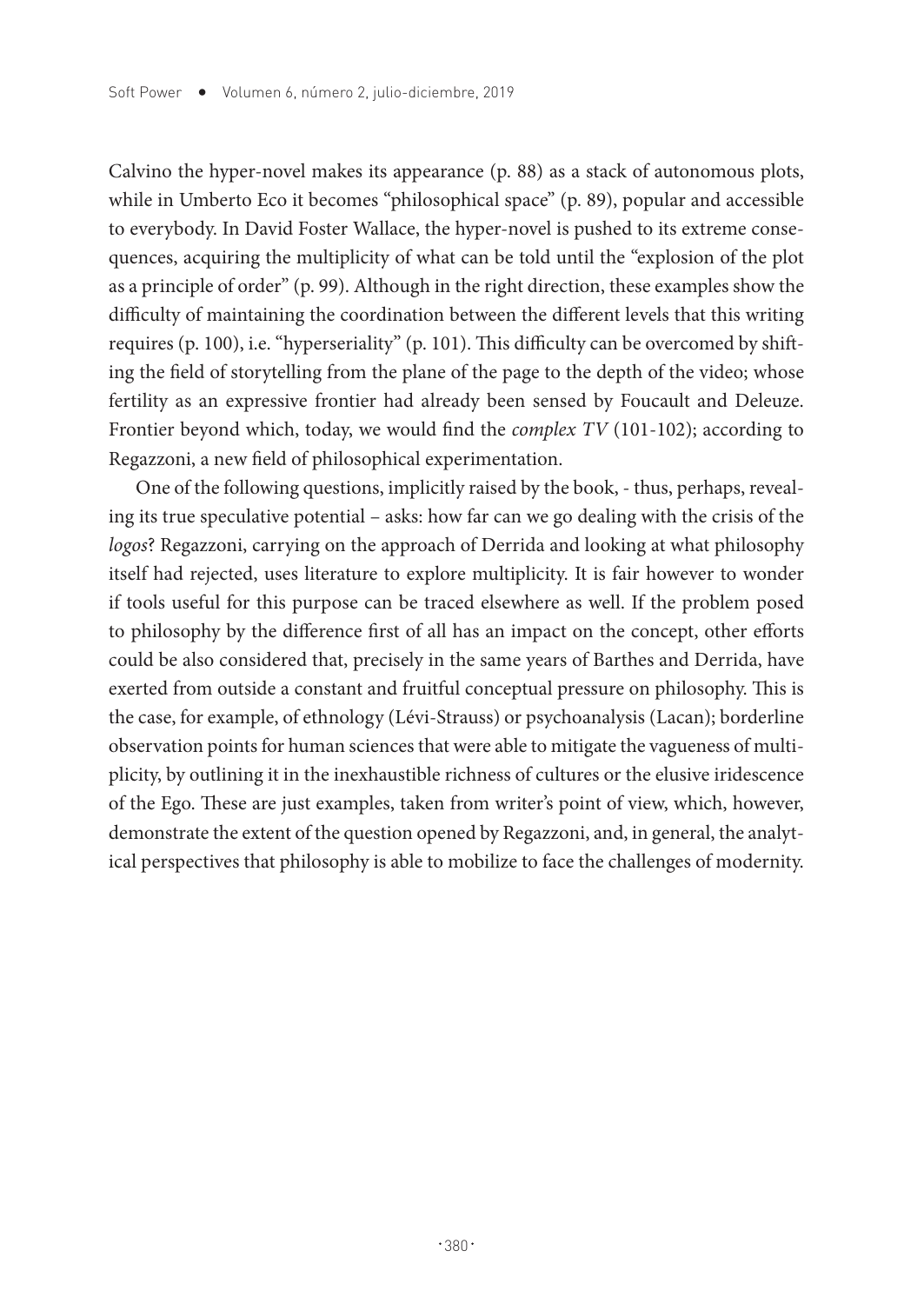Calvino the hyper-novel makes its appearance (p. 88) as a stack of autonomous plots, while in Umberto Eco it becomes "philosophical space" (p. 89), popular and accessible to everybody. In David Foster Wallace, the hyper-novel is pushed to its extreme consequences, acquiring the multiplicity of what can be told until the "explosion of the plot as a principle of order" (p. 99). Although in the right direction, these examples show the difficulty of maintaining the coordination between the different levels that this writing requires (p. 100), i.e. "hyperseriality" (p. 101). This difficulty can be overcomed by shifting the field of storytelling from the plane of the page to the depth of the video; whose fertility as an expressive frontier had already been sensed by Foucault and Deleuze. Frontier beyond which, today, we would find the *complex TV* (101-102); according to Regazzoni, a new field of philosophical experimentation.

One of the following questions, implicitly raised by the book, - thus, perhaps, revealing its true speculative potential – asks: how far can we go dealing with the crisis of the *logos*? Regazzoni, carrying on the approach of Derrida and looking at what philosophy itself had rejected, uses literature to explore multiplicity. It is fair however to wonder if tools useful for this purpose can be traced elsewhere as well. If the problem posed to philosophy by the difference first of all has an impact on the concept, other efforts could be also considered that, precisely in the same years of Barthes and Derrida, have exerted from outside a constant and fruitful conceptual pressure on philosophy. This is the case, for example, of ethnology (Lévi-Strauss) or psychoanalysis (Lacan); borderline observation points for human sciences that were able to mitigate the vagueness of multiplicity, by outlining it in the inexhaustible richness of cultures or the elusive iridescence of the Ego. These are just examples, taken from writer's point of view, which, however, demonstrate the extent of the question opened by Regazzoni, and, in general, the analytical perspectives that philosophy is able to mobilize to face the challenges of modernity.